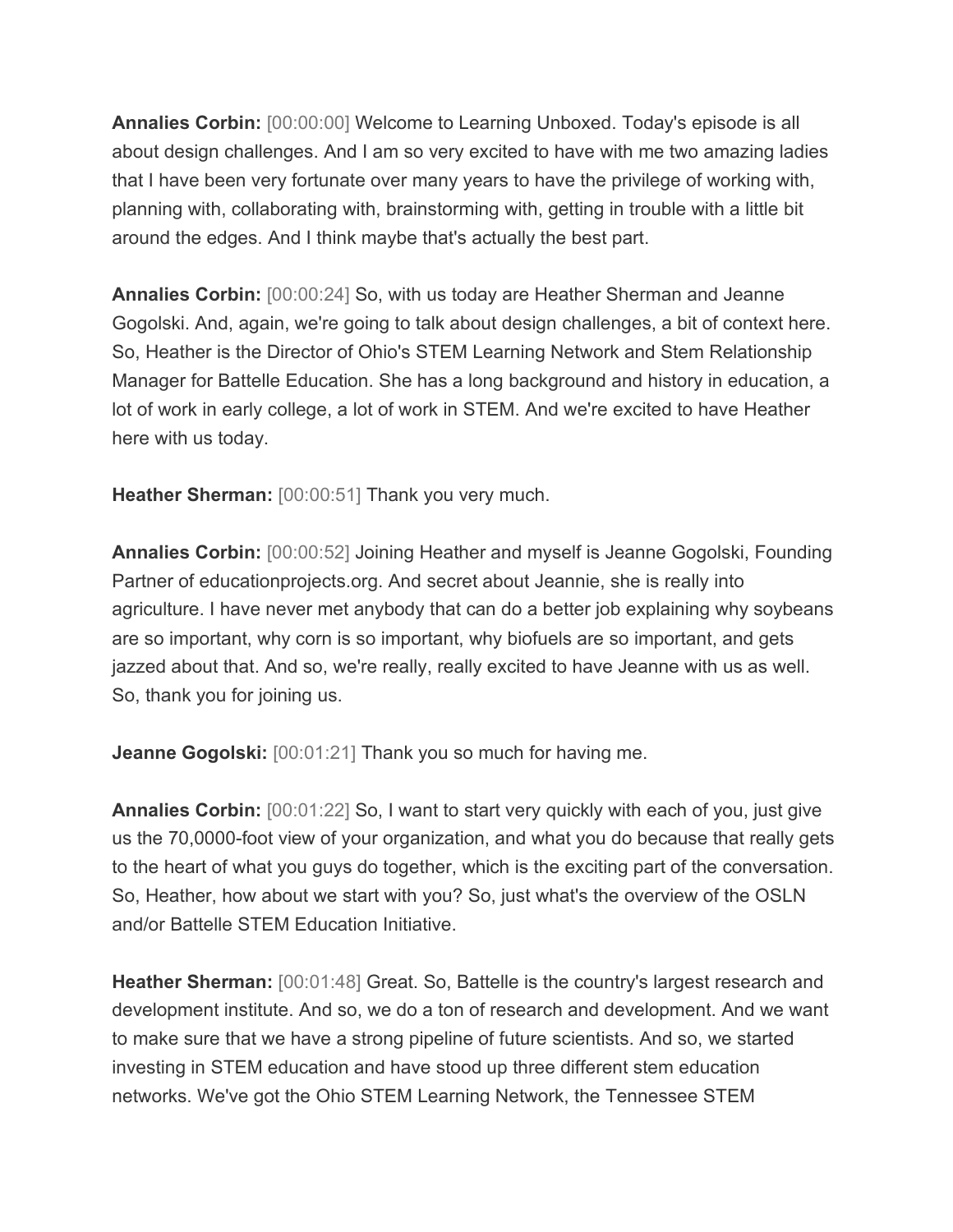**Annalies Corbin:** [00:00:00] Welcome to Learning Unboxed. Today's episode is all about design challenges. And I am so very excited to have with me two amazing ladies that I have been very fortunate over many years to have the privilege of working with, planning with, collaborating with, brainstorming with, getting in trouble with a little bit around the edges. And I think maybe that's actually the best part.

**Annalies Corbin:** [00:00:24] So, with us today are Heather Sherman and Jeanne Gogolski. And, again, we're going to talk about design challenges, a bit of context here. So, Heather is the Director of Ohio's STEM Learning Network and Stem Relationship Manager for Battelle Education. She has a long background and history in education, a lot of work in early college, a lot of work in STEM. And we're excited to have Heather here with us today.

**Heather Sherman:** [00:00:51] Thank you very much.

**Annalies Corbin:** [00:00:52] Joining Heather and myself is Jeanne Gogolski, Founding Partner of educationprojects.org. And secret about Jeannie, she is really into agriculture. I have never met anybody that can do a better job explaining why soybeans are so important, why corn is so important, why biofuels are so important, and gets jazzed about that. And so, we're really, really excited to have Jeanne with us as well. So, thank you for joining us.

**Jeanne Gogolski:** [00:01:21] Thank you so much for having me.

**Annalies Corbin:** [00:01:22] So, I want to start very quickly with each of you, just give us the 70,0000-foot view of your organization, and what you do because that really gets to the heart of what you guys do together, which is the exciting part of the conversation. So, Heather, how about we start with you? So, just what's the overview of the OSLN and/or Battelle STEM Education Initiative.

**Heather Sherman:** [00:01:48] Great. So, Battelle is the country's largest research and development institute. And so, we do a ton of research and development. And we want to make sure that we have a strong pipeline of future scientists. And so, we started investing in STEM education and have stood up three different stem education networks. We've got the Ohio STEM Learning Network, the Tennessee STEM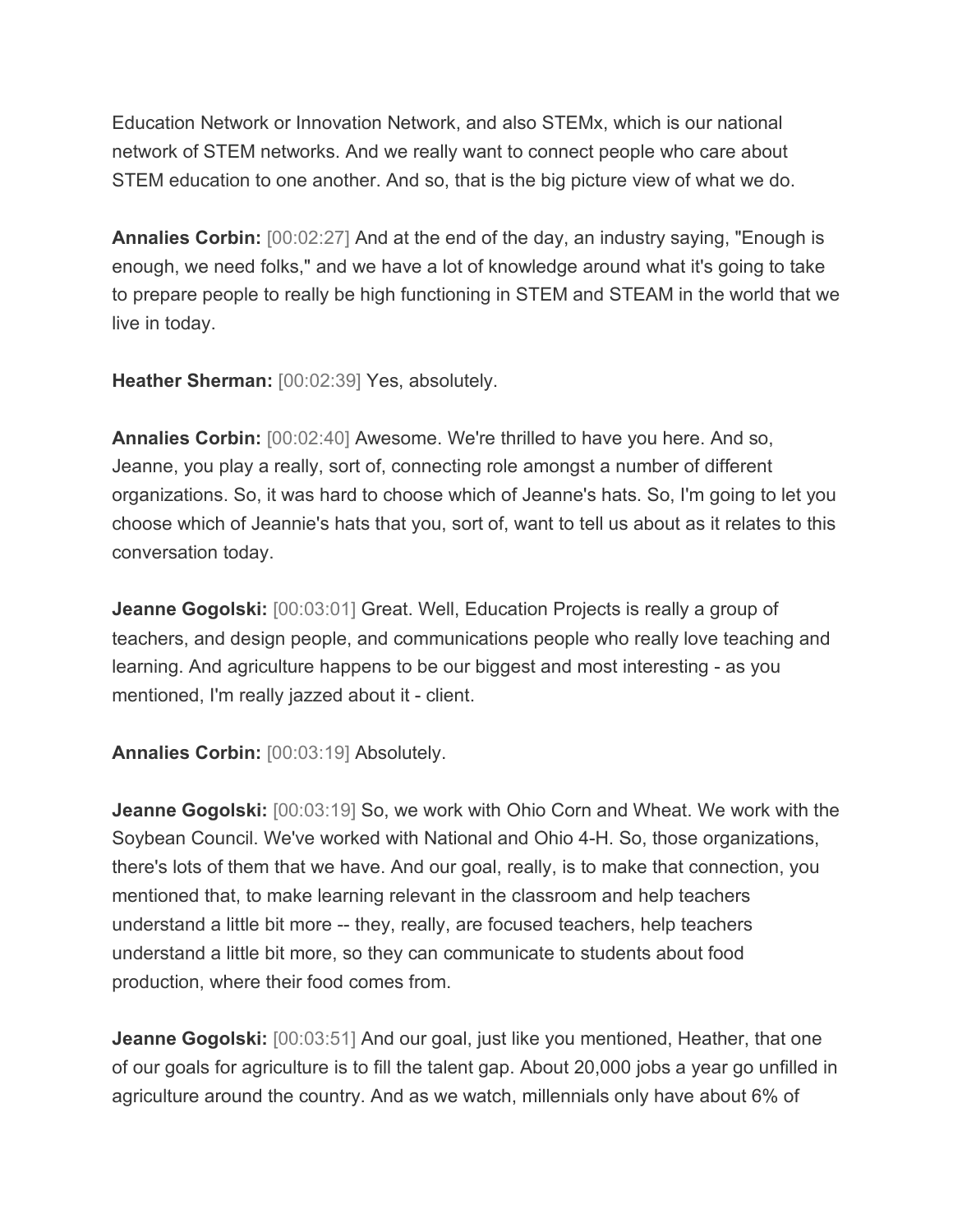Education Network or Innovation Network, and also STEMx, which is our national network of STEM networks. And we really want to connect people who care about STEM education to one another. And so, that is the big picture view of what we do.

**Annalies Corbin:** [00:02:27] And at the end of the day, an industry saying, "Enough is enough, we need folks," and we have a lot of knowledge around what it's going to take to prepare people to really be high functioning in STEM and STEAM in the world that we live in today.

**Heather Sherman:** [00:02:39] Yes, absolutely.

**Annalies Corbin:** [00:02:40] Awesome. We're thrilled to have you here. And so, Jeanne, you play a really, sort of, connecting role amongst a number of different organizations. So, it was hard to choose which of Jeanne's hats. So, I'm going to let you choose which of Jeannie's hats that you, sort of, want to tell us about as it relates to this conversation today.

**Jeanne Gogolski:** [00:03:01] Great. Well, Education Projects is really a group of teachers, and design people, and communications people who really love teaching and learning. And agriculture happens to be our biggest and most interesting - as you mentioned, I'm really jazzed about it - client.

**Annalies Corbin:** [00:03:19] Absolutely.

**Jeanne Gogolski:** [00:03:19] So, we work with Ohio Corn and Wheat. We work with the Soybean Council. We've worked with National and Ohio 4-H. So, those organizations, there's lots of them that we have. And our goal, really, is to make that connection, you mentioned that, to make learning relevant in the classroom and help teachers understand a little bit more -- they, really, are focused teachers, help teachers understand a little bit more, so they can communicate to students about food production, where their food comes from.

**Jeanne Gogolski:** [00:03:51] And our goal, just like you mentioned, Heather, that one of our goals for agriculture is to fill the talent gap. About 20,000 jobs a year go unfilled in agriculture around the country. And as we watch, millennials only have about 6% of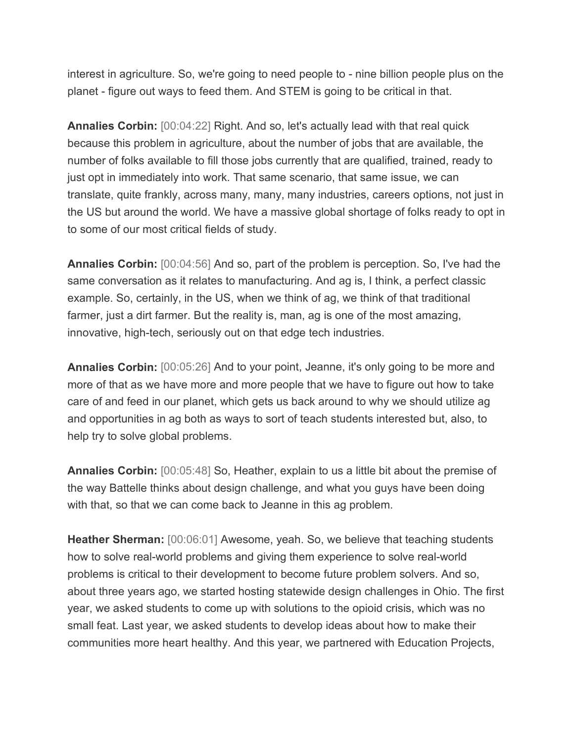interest in agriculture. So, we're going to need people to - nine billion people plus on the planet - figure out ways to feed them. And STEM is going to be critical in that.

**Annalies Corbin:** [00:04:22] Right. And so, let's actually lead with that real quick because this problem in agriculture, about the number of jobs that are available, the number of folks available to fill those jobs currently that are qualified, trained, ready to just opt in immediately into work. That same scenario, that same issue, we can translate, quite frankly, across many, many, many industries, careers options, not just in the US but around the world. We have a massive global shortage of folks ready to opt in to some of our most critical fields of study.

**Annalies Corbin:** [00:04:56] And so, part of the problem is perception. So, I've had the same conversation as it relates to manufacturing. And ag is, I think, a perfect classic example. So, certainly, in the US, when we think of ag, we think of that traditional farmer, just a dirt farmer. But the reality is, man, ag is one of the most amazing, innovative, high-tech, seriously out on that edge tech industries.

**Annalies Corbin:** [00:05:26] And to your point, Jeanne, it's only going to be more and more of that as we have more and more people that we have to figure out how to take care of and feed in our planet, which gets us back around to why we should utilize ag and opportunities in ag both as ways to sort of teach students interested but, also, to help try to solve global problems.

**Annalies Corbin:** [00:05:48] So, Heather, explain to us a little bit about the premise of the way Battelle thinks about design challenge, and what you guys have been doing with that, so that we can come back to Jeanne in this ag problem.

**Heather Sherman:** [00:06:01] Awesome, yeah. So, we believe that teaching students how to solve real-world problems and giving them experience to solve real-world problems is critical to their development to become future problem solvers. And so, about three years ago, we started hosting statewide design challenges in Ohio. The first year, we asked students to come up with solutions to the opioid crisis, which was no small feat. Last year, we asked students to develop ideas about how to make their communities more heart healthy. And this year, we partnered with Education Projects,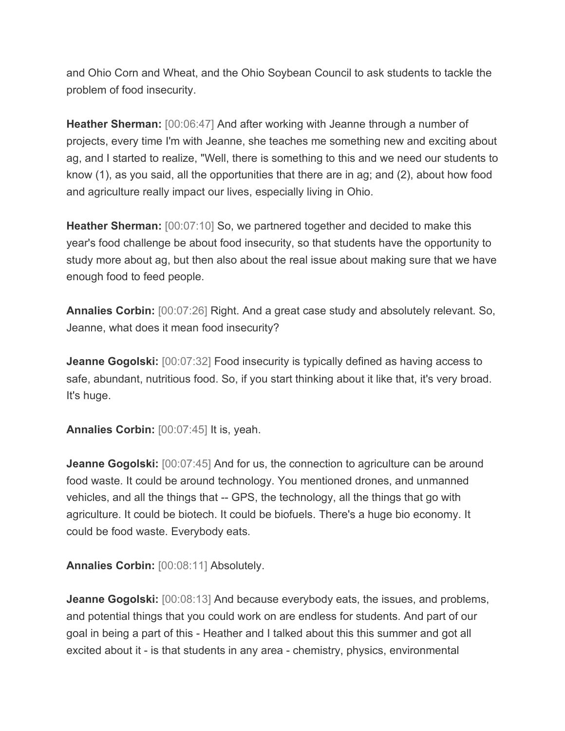and Ohio Corn and Wheat, and the Ohio Soybean Council to ask students to tackle the problem of food insecurity.

**Heather Sherman:** [00:06:47] And after working with Jeanne through a number of projects, every time I'm with Jeanne, she teaches me something new and exciting about ag, and I started to realize, "Well, there is something to this and we need our students to know (1), as you said, all the opportunities that there are in ag; and (2), about how food and agriculture really impact our lives, especially living in Ohio.

**Heather Sherman:** [00:07:10] So, we partnered together and decided to make this year's food challenge be about food insecurity, so that students have the opportunity to study more about ag, but then also about the real issue about making sure that we have enough food to feed people.

**Annalies Corbin:** [00:07:26] Right. And a great case study and absolutely relevant. So, Jeanne, what does it mean food insecurity?

**Jeanne Gogolski:** [00:07:32] Food insecurity is typically defined as having access to safe, abundant, nutritious food. So, if you start thinking about it like that, it's very broad. It's huge.

**Annalies Corbin:** [00:07:45] It is, yeah.

**Jeanne Gogolski:** [00:07:45] And for us, the connection to agriculture can be around food waste. It could be around technology. You mentioned drones, and unmanned vehicles, and all the things that -- GPS, the technology, all the things that go with agriculture. It could be biotech. It could be biofuels. There's a huge bio economy. It could be food waste. Everybody eats.

**Annalies Corbin:** [00:08:11] Absolutely.

**Jeanne Gogolski:** [00:08:13] And because everybody eats, the issues, and problems, and potential things that you could work on are endless for students. And part of our goal in being a part of this - Heather and I talked about this this summer and got all excited about it - is that students in any area - chemistry, physics, environmental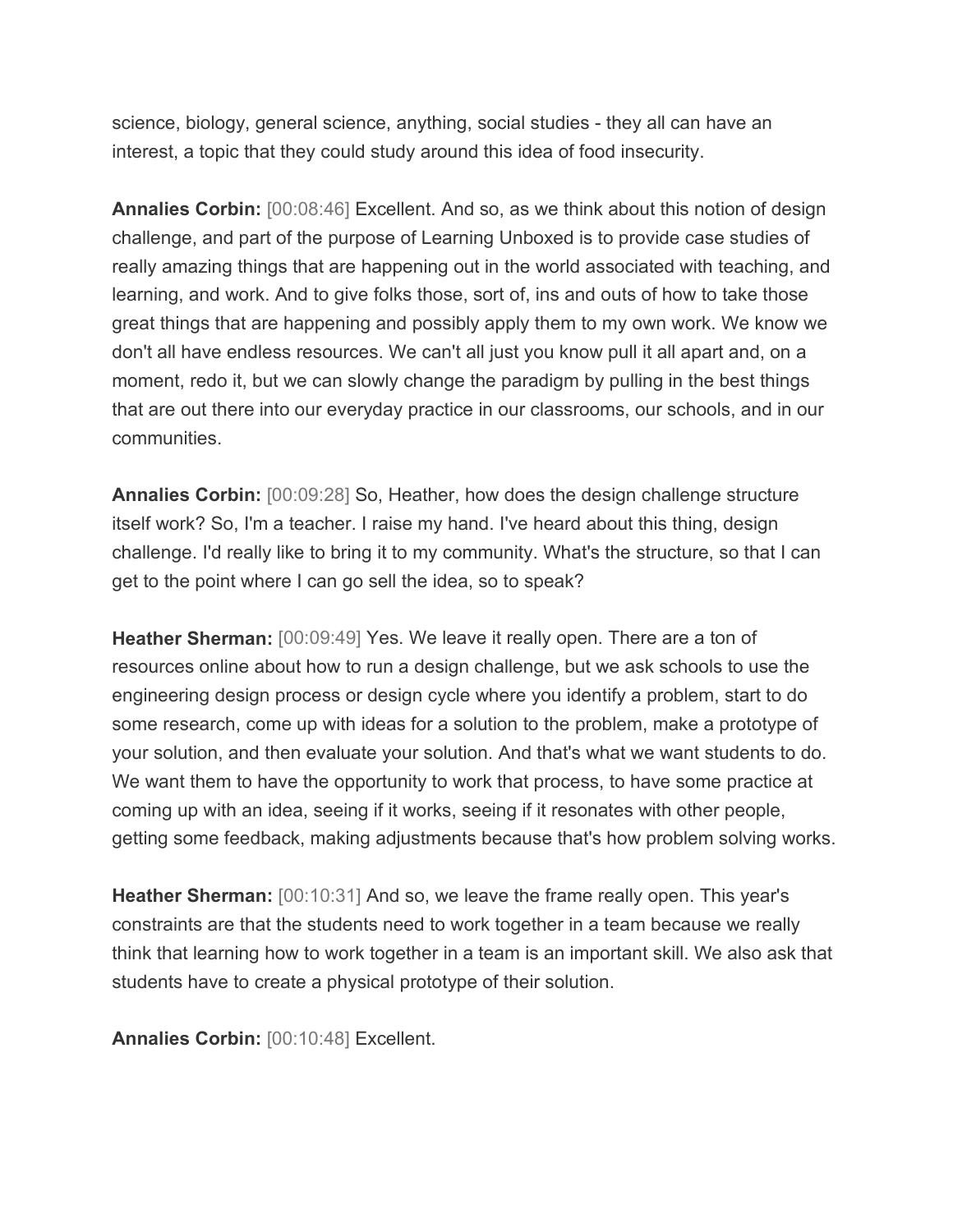science, biology, general science, anything, social studies - they all can have an interest, a topic that they could study around this idea of food insecurity.

**Annalies Corbin:** [00:08:46] Excellent. And so, as we think about this notion of design challenge, and part of the purpose of Learning Unboxed is to provide case studies of really amazing things that are happening out in the world associated with teaching, and learning, and work. And to give folks those, sort of, ins and outs of how to take those great things that are happening and possibly apply them to my own work. We know we don't all have endless resources. We can't all just you know pull it all apart and, on a moment, redo it, but we can slowly change the paradigm by pulling in the best things that are out there into our everyday practice in our classrooms, our schools, and in our communities.

**Annalies Corbin:** [00:09:28] So, Heather, how does the design challenge structure itself work? So, I'm a teacher. I raise my hand. I've heard about this thing, design challenge. I'd really like to bring it to my community. What's the structure, so that I can get to the point where I can go sell the idea, so to speak?

**Heather Sherman:** [00:09:49] Yes. We leave it really open. There are a ton of resources online about how to run a design challenge, but we ask schools to use the engineering design process or design cycle where you identify a problem, start to do some research, come up with ideas for a solution to the problem, make a prototype of your solution, and then evaluate your solution. And that's what we want students to do. We want them to have the opportunity to work that process, to have some practice at coming up with an idea, seeing if it works, seeing if it resonates with other people, getting some feedback, making adjustments because that's how problem solving works.

**Heather Sherman:** [00:10:31] And so, we leave the frame really open. This year's constraints are that the students need to work together in a team because we really think that learning how to work together in a team is an important skill. We also ask that students have to create a physical prototype of their solution.

**Annalies Corbin:** [00:10:48] Excellent.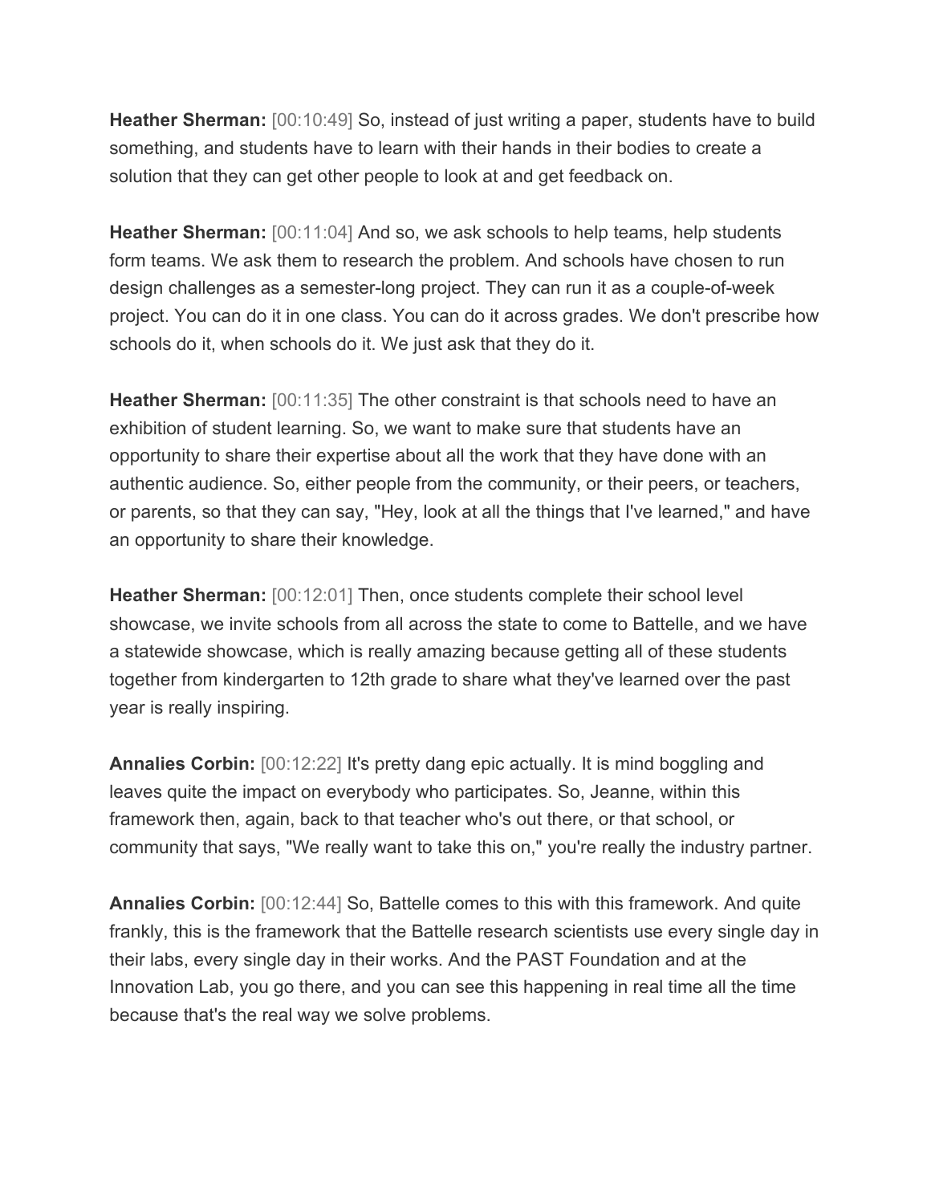**Heather Sherman:** [00:10:49] So, instead of just writing a paper, students have to build something, and students have to learn with their hands in their bodies to create a solution that they can get other people to look at and get feedback on.

**Heather Sherman:** [00:11:04] And so, we ask schools to help teams, help students form teams. We ask them to research the problem. And schools have chosen to run design challenges as a semester-long project. They can run it as a couple-of-week project. You can do it in one class. You can do it across grades. We don't prescribe how schools do it, when schools do it. We just ask that they do it.

**Heather Sherman:** [00:11:35] The other constraint is that schools need to have an exhibition of student learning. So, we want to make sure that students have an opportunity to share their expertise about all the work that they have done with an authentic audience. So, either people from the community, or their peers, or teachers, or parents, so that they can say, "Hey, look at all the things that I've learned," and have an opportunity to share their knowledge.

**Heather Sherman:** [00:12:01] Then, once students complete their school level showcase, we invite schools from all across the state to come to Battelle, and we have a statewide showcase, which is really amazing because getting all of these students together from kindergarten to 12th grade to share what they've learned over the past year is really inspiring.

**Annalies Corbin:** [00:12:22] It's pretty dang epic actually. It is mind boggling and leaves quite the impact on everybody who participates. So, Jeanne, within this framework then, again, back to that teacher who's out there, or that school, or community that says, "We really want to take this on," you're really the industry partner.

**Annalies Corbin:** [00:12:44] So, Battelle comes to this with this framework. And quite frankly, this is the framework that the Battelle research scientists use every single day in their labs, every single day in their works. And the PAST Foundation and at the Innovation Lab, you go there, and you can see this happening in real time all the time because that's the real way we solve problems.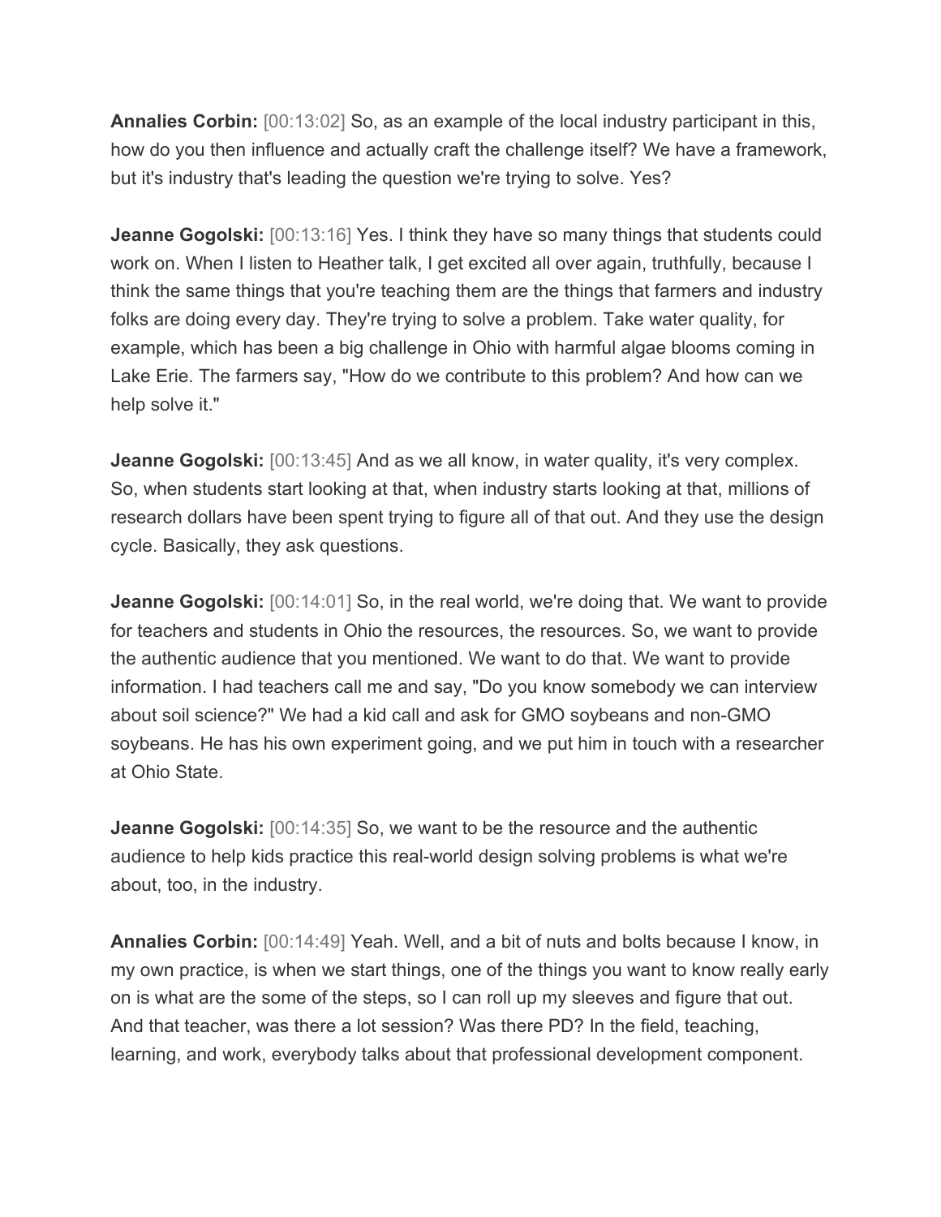**Annalies Corbin:** [00:13:02] So, as an example of the local industry participant in this, how do you then influence and actually craft the challenge itself? We have a framework, but it's industry that's leading the question we're trying to solve. Yes?

**Jeanne Gogolski:** [00:13:16] Yes. I think they have so many things that students could work on. When I listen to Heather talk, I get excited all over again, truthfully, because I think the same things that you're teaching them are the things that farmers and industry folks are doing every day. They're trying to solve a problem. Take water quality, for example, which has been a big challenge in Ohio with harmful algae blooms coming in Lake Erie. The farmers say, "How do we contribute to this problem? And how can we help solve it."

**Jeanne Gogolski:** [00:13:45] And as we all know, in water quality, it's very complex. So, when students start looking at that, when industry starts looking at that, millions of research dollars have been spent trying to figure all of that out. And they use the design cycle. Basically, they ask questions.

**Jeanne Gogolski:** [00:14:01] So, in the real world, we're doing that. We want to provide for teachers and students in Ohio the resources, the resources. So, we want to provide the authentic audience that you mentioned. We want to do that. We want to provide information. I had teachers call me and say, "Do you know somebody we can interview about soil science?" We had a kid call and ask for GMO soybeans and non-GMO soybeans. He has his own experiment going, and we put him in touch with a researcher at Ohio State.

**Jeanne Gogolski:** [00:14:35] So, we want to be the resource and the authentic audience to help kids practice this real-world design solving problems is what we're about, too, in the industry.

**Annalies Corbin:** [00:14:49] Yeah. Well, and a bit of nuts and bolts because I know, in my own practice, is when we start things, one of the things you want to know really early on is what are the some of the steps, so I can roll up my sleeves and figure that out. And that teacher, was there a lot session? Was there PD? In the field, teaching, learning, and work, everybody talks about that professional development component.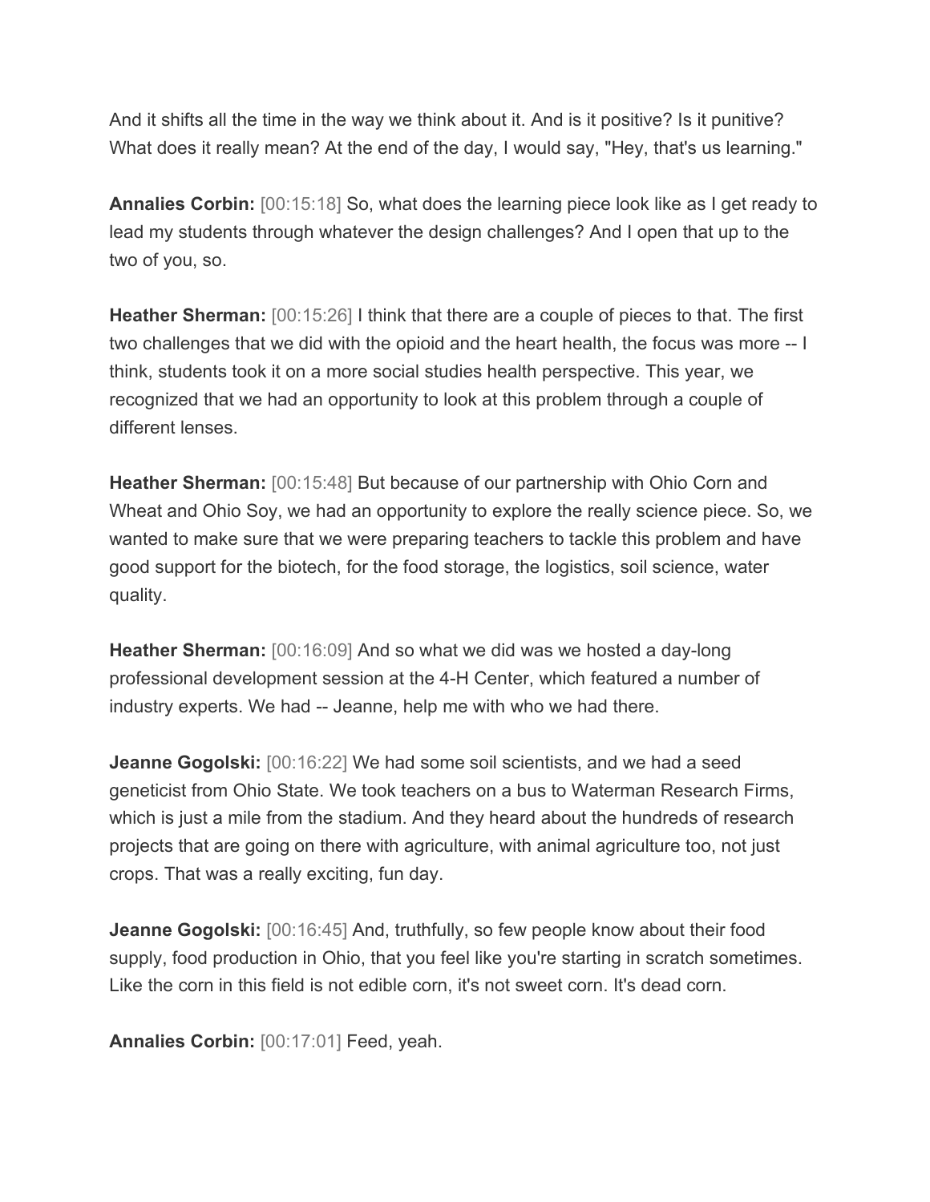And it shifts all the time in the way we think about it. And is it positive? Is it punitive? What does it really mean? At the end of the day, I would say, "Hey, that's us learning."

**Annalies Corbin:** [00:15:18] So, what does the learning piece look like as I get ready to lead my students through whatever the design challenges? And I open that up to the two of you, so.

**Heather Sherman:** [00:15:26] I think that there are a couple of pieces to that. The first two challenges that we did with the opioid and the heart health, the focus was more -- I think, students took it on a more social studies health perspective. This year, we recognized that we had an opportunity to look at this problem through a couple of different lenses.

**Heather Sherman:** [00:15:48] But because of our partnership with Ohio Corn and Wheat and Ohio Soy, we had an opportunity to explore the really science piece. So, we wanted to make sure that we were preparing teachers to tackle this problem and have good support for the biotech, for the food storage, the logistics, soil science, water quality.

**Heather Sherman:** [00:16:09] And so what we did was we hosted a day-long professional development session at the 4-H Center, which featured a number of industry experts. We had -- Jeanne, help me with who we had there.

**Jeanne Gogolski:** [00:16:22] We had some soil scientists, and we had a seed geneticist from Ohio State. We took teachers on a bus to Waterman Research Firms, which is just a mile from the stadium. And they heard about the hundreds of research projects that are going on there with agriculture, with animal agriculture too, not just crops. That was a really exciting, fun day.

**Jeanne Gogolski:** [00:16:45] And, truthfully, so few people know about their food supply, food production in Ohio, that you feel like you're starting in scratch sometimes. Like the corn in this field is not edible corn, it's not sweet corn. It's dead corn.

**Annalies Corbin:** [00:17:01] Feed, yeah.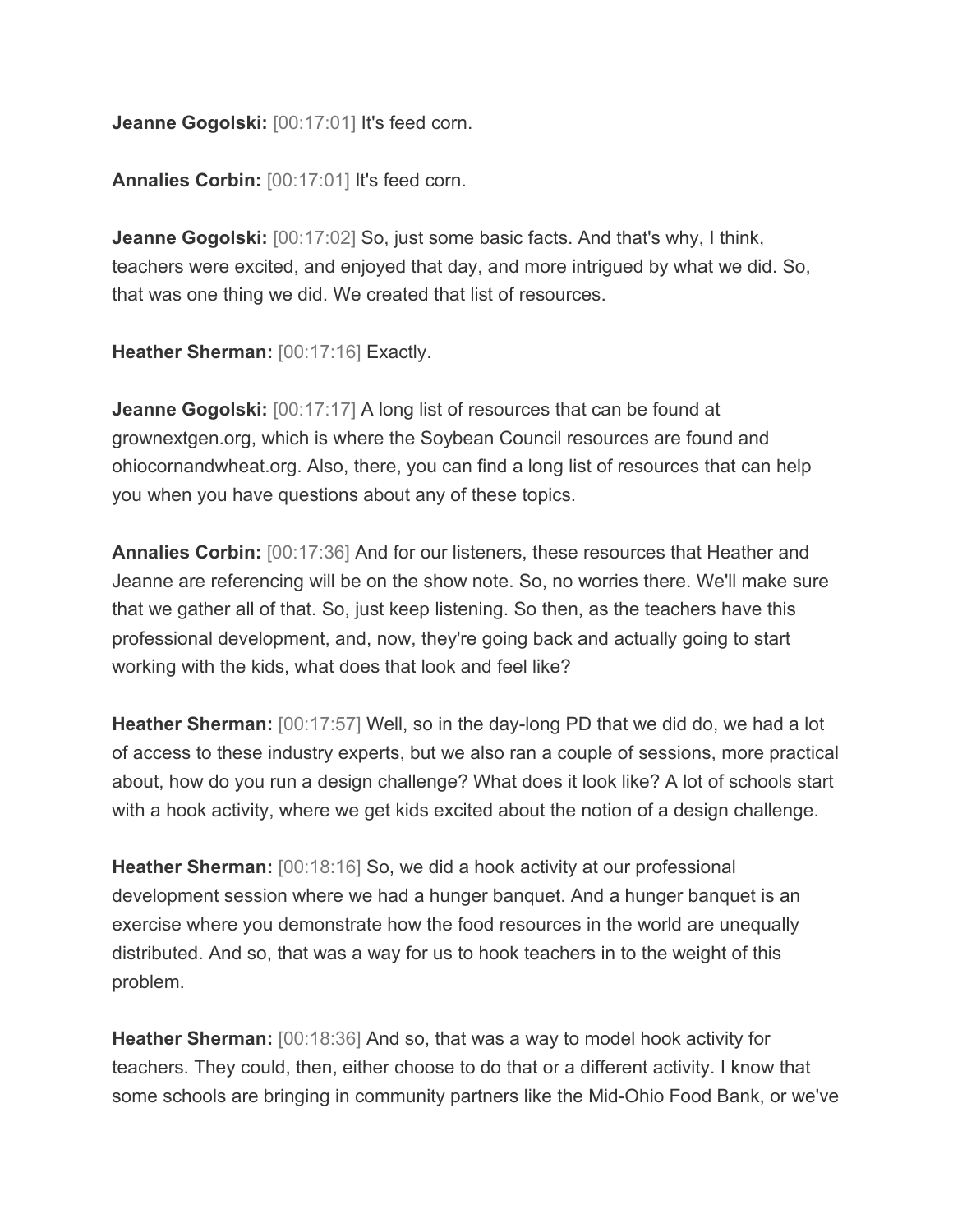**Jeanne Gogolski:** [00:17:01] It's feed corn.

**Annalies Corbin:** [00:17:01] It's feed corn.

**Jeanne Gogolski:** [00:17:02] So, just some basic facts. And that's why, I think, teachers were excited, and enjoyed that day, and more intrigued by what we did. So, that was one thing we did. We created that list of resources.

**Heather Sherman:** [00:17:16] Exactly.

**Jeanne Gogolski:** [00:17:17] A long list of resources that can be found at grownextgen.org, which is where the Soybean Council resources are found and ohiocornandwheat.org. Also, there, you can find a long list of resources that can help you when you have questions about any of these topics.

**Annalies Corbin:** [00:17:36] And for our listeners, these resources that Heather and Jeanne are referencing will be on the show note. So, no worries there. We'll make sure that we gather all of that. So, just keep listening. So then, as the teachers have this professional development, and, now, they're going back and actually going to start working with the kids, what does that look and feel like?

**Heather Sherman:** [00:17:57] Well, so in the day-long PD that we did do, we had a lot of access to these industry experts, but we also ran a couple of sessions, more practical about, how do you run a design challenge? What does it look like? A lot of schools start with a hook activity, where we get kids excited about the notion of a design challenge.

**Heather Sherman:** [00:18:16] So, we did a hook activity at our professional development session where we had a hunger banquet. And a hunger banquet is an exercise where you demonstrate how the food resources in the world are unequally distributed. And so, that was a way for us to hook teachers in to the weight of this problem.

**Heather Sherman:** [00:18:36] And so, that was a way to model hook activity for teachers. They could, then, either choose to do that or a different activity. I know that some schools are bringing in community partners like the Mid-Ohio Food Bank, or we've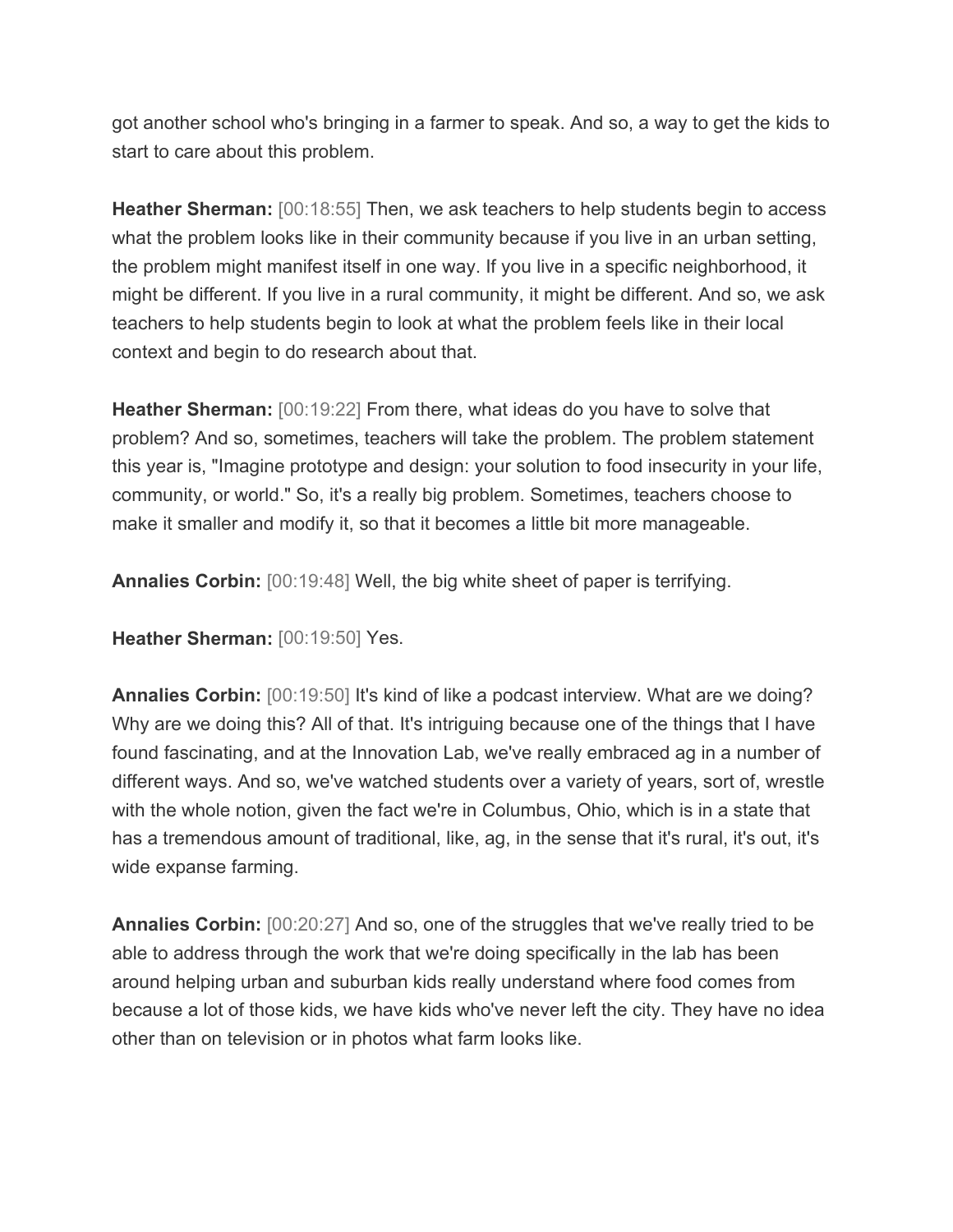got another school who's bringing in a farmer to speak. And so, a way to get the kids to start to care about this problem.

**Heather Sherman:** [00:18:55] Then, we ask teachers to help students begin to access what the problem looks like in their community because if you live in an urban setting, the problem might manifest itself in one way. If you live in a specific neighborhood, it might be different. If you live in a rural community, it might be different. And so, we ask teachers to help students begin to look at what the problem feels like in their local context and begin to do research about that.

**Heather Sherman:** [00:19:22] From there, what ideas do you have to solve that problem? And so, sometimes, teachers will take the problem. The problem statement this year is, "Imagine prototype and design: your solution to food insecurity in your life, community, or world." So, it's a really big problem. Sometimes, teachers choose to make it smaller and modify it, so that it becomes a little bit more manageable.

**Annalies Corbin:** [00:19:48] Well, the big white sheet of paper is terrifying.

**Heather Sherman:** [00:19:50] Yes.

**Annalies Corbin:** [00:19:50] It's kind of like a podcast interview. What are we doing? Why are we doing this? All of that. It's intriguing because one of the things that I have found fascinating, and at the Innovation Lab, we've really embraced ag in a number of different ways. And so, we've watched students over a variety of years, sort of, wrestle with the whole notion, given the fact we're in Columbus, Ohio, which is in a state that has a tremendous amount of traditional, like, ag, in the sense that it's rural, it's out, it's wide expanse farming.

**Annalies Corbin:** [00:20:27] And so, one of the struggles that we've really tried to be able to address through the work that we're doing specifically in the lab has been around helping urban and suburban kids really understand where food comes from because a lot of those kids, we have kids who've never left the city. They have no idea other than on television or in photos what farm looks like.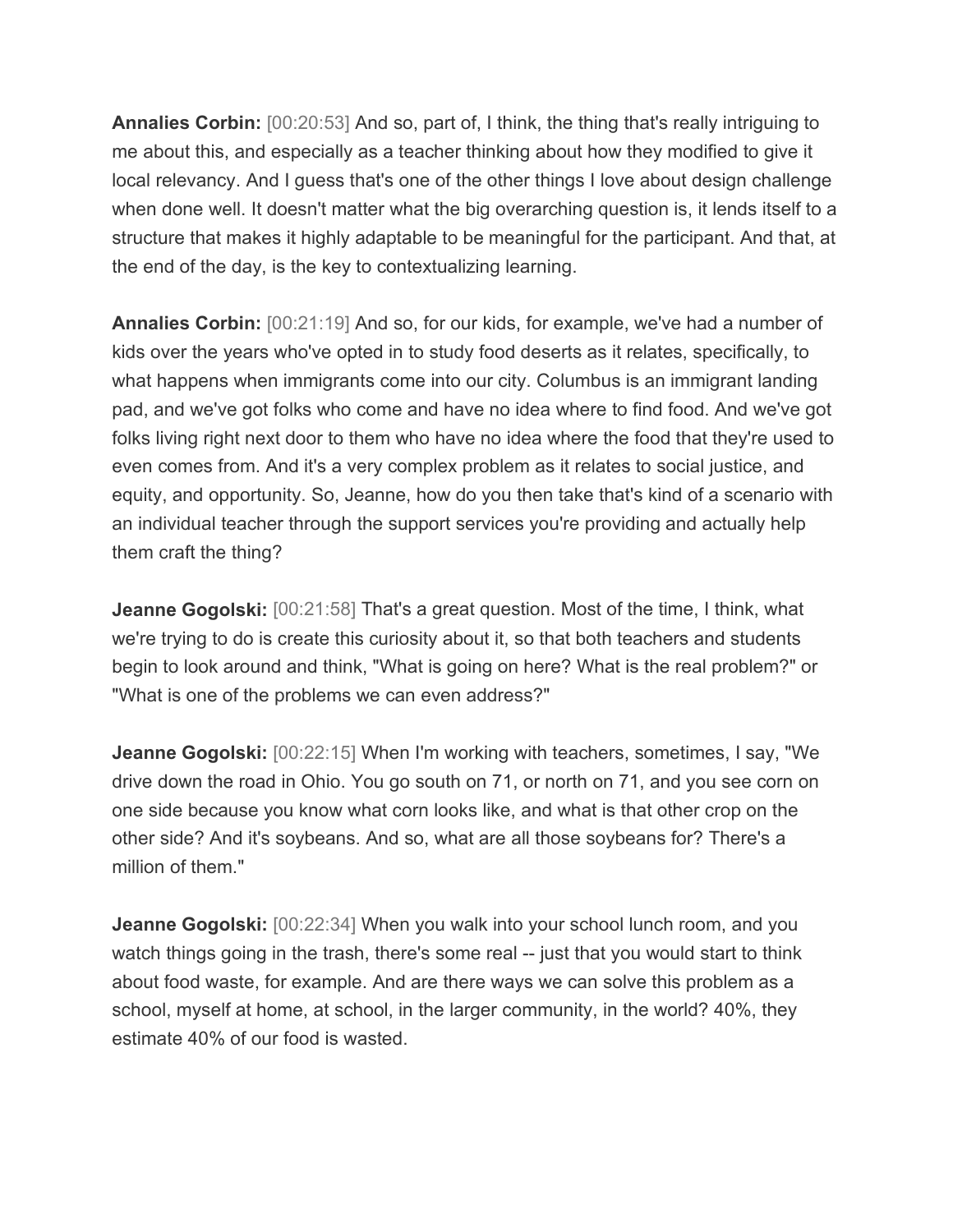**Annalies Corbin:** [00:20:53] And so, part of, I think, the thing that's really intriguing to me about this, and especially as a teacher thinking about how they modified to give it local relevancy. And I guess that's one of the other things I love about design challenge when done well. It doesn't matter what the big overarching question is, it lends itself to a structure that makes it highly adaptable to be meaningful for the participant. And that, at the end of the day, is the key to contextualizing learning.

**Annalies Corbin:** [00:21:19] And so, for our kids, for example, we've had a number of kids over the years who've opted in to study food deserts as it relates, specifically, to what happens when immigrants come into our city. Columbus is an immigrant landing pad, and we've got folks who come and have no idea where to find food. And we've got folks living right next door to them who have no idea where the food that they're used to even comes from. And it's a very complex problem as it relates to social justice, and equity, and opportunity. So, Jeanne, how do you then take that's kind of a scenario with an individual teacher through the support services you're providing and actually help them craft the thing?

**Jeanne Gogolski:** [00:21:58] That's a great question. Most of the time, I think, what we're trying to do is create this curiosity about it, so that both teachers and students begin to look around and think, "What is going on here? What is the real problem?" or "What is one of the problems we can even address?"

**Jeanne Gogolski:** [00:22:15] When I'm working with teachers, sometimes, I say, "We drive down the road in Ohio. You go south on 71, or north on 71, and you see corn on one side because you know what corn looks like, and what is that other crop on the other side? And it's soybeans. And so, what are all those soybeans for? There's a million of them."

**Jeanne Gogolski:** [00:22:34] When you walk into your school lunch room, and you watch things going in the trash, there's some real -- just that you would start to think about food waste, for example. And are there ways we can solve this problem as a school, myself at home, at school, in the larger community, in the world? 40%, they estimate 40% of our food is wasted.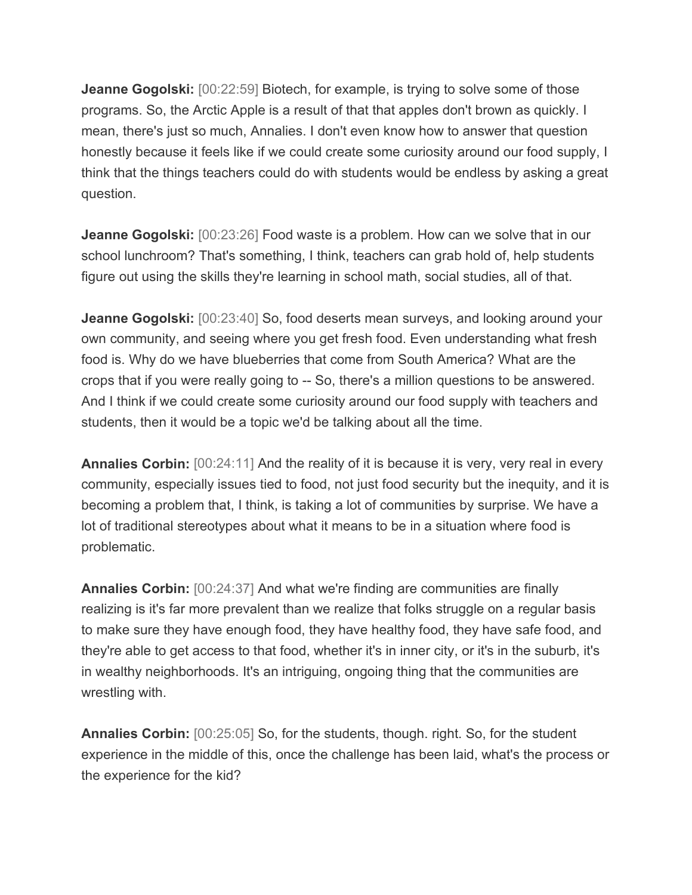**Jeanne Gogolski:** [00:22:59] Biotech, for example, is trying to solve some of those programs. So, the Arctic Apple is a result of that that apples don't brown as quickly. I mean, there's just so much, Annalies. I don't even know how to answer that question honestly because it feels like if we could create some curiosity around our food supply, I think that the things teachers could do with students would be endless by asking a great question.

**Jeanne Gogolski:** [00:23:26] Food waste is a problem. How can we solve that in our school lunchroom? That's something, I think, teachers can grab hold of, help students figure out using the skills they're learning in school math, social studies, all of that.

**Jeanne Gogolski:** [00:23:40] So, food deserts mean surveys, and looking around your own community, and seeing where you get fresh food. Even understanding what fresh food is. Why do we have blueberries that come from South America? What are the crops that if you were really going to -- So, there's a million questions to be answered. And I think if we could create some curiosity around our food supply with teachers and students, then it would be a topic we'd be talking about all the time.

**Annalies Corbin:** [00:24:11] And the reality of it is because it is very, very real in every community, especially issues tied to food, not just food security but the inequity, and it is becoming a problem that, I think, is taking a lot of communities by surprise. We have a lot of traditional stereotypes about what it means to be in a situation where food is problematic.

**Annalies Corbin:** [00:24:37] And what we're finding are communities are finally realizing is it's far more prevalent than we realize that folks struggle on a regular basis to make sure they have enough food, they have healthy food, they have safe food, and they're able to get access to that food, whether it's in inner city, or it's in the suburb, it's in wealthy neighborhoods. It's an intriguing, ongoing thing that the communities are wrestling with.

**Annalies Corbin:** [00:25:05] So, for the students, though. right. So, for the student experience in the middle of this, once the challenge has been laid, what's the process or the experience for the kid?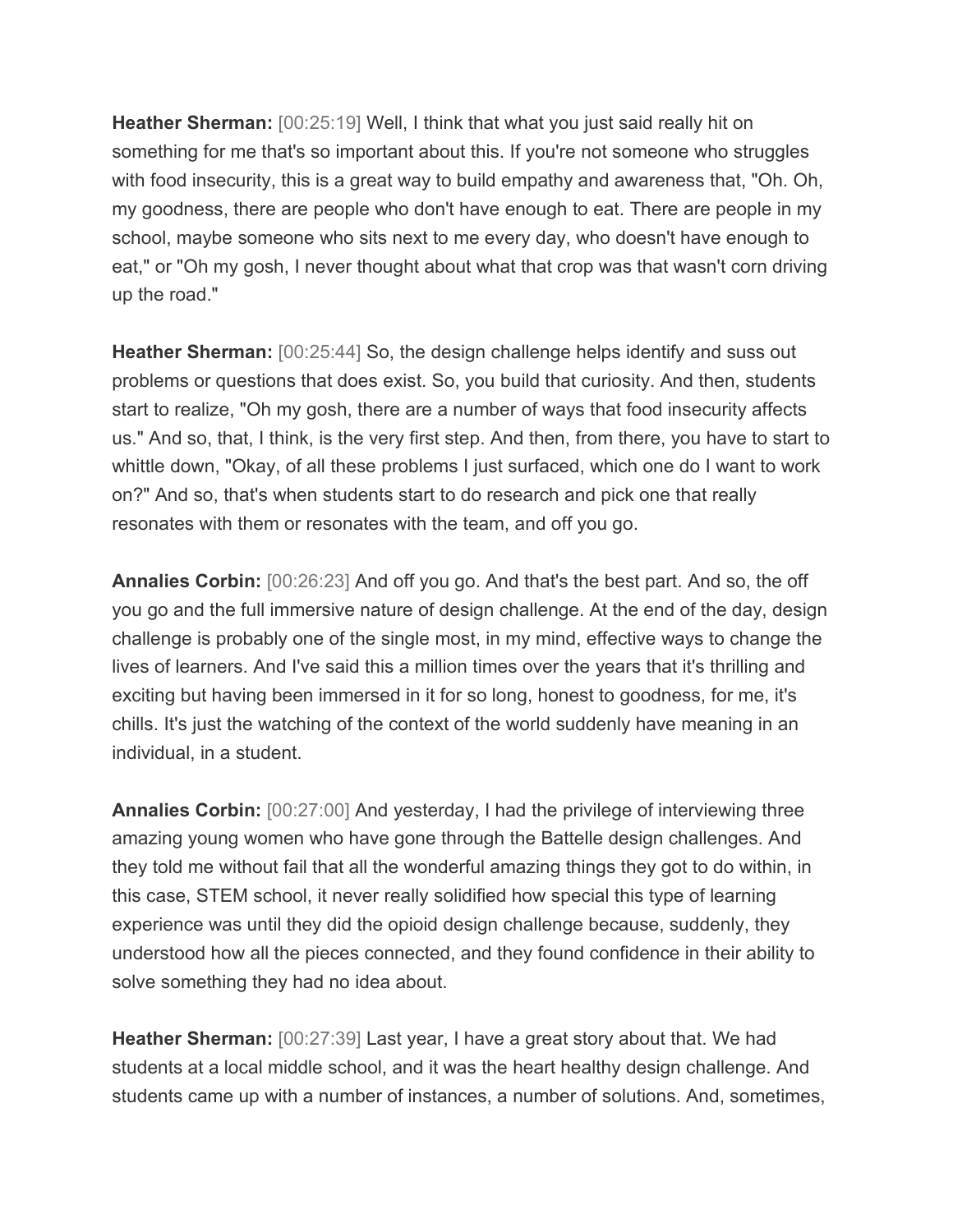**Heather Sherman:** [00:25:19] Well, I think that what you just said really hit on something for me that's so important about this. If you're not someone who struggles with food insecurity, this is a great way to build empathy and awareness that, "Oh. Oh, my goodness, there are people who don't have enough to eat. There are people in my school, maybe someone who sits next to me every day, who doesn't have enough to eat," or "Oh my gosh, I never thought about what that crop was that wasn't corn driving up the road."

**Heather Sherman:** [00:25:44] So, the design challenge helps identify and suss out problems or questions that does exist. So, you build that curiosity. And then, students start to realize, "Oh my gosh, there are a number of ways that food insecurity affects us." And so, that, I think, is the very first step. And then, from there, you have to start to whittle down, "Okay, of all these problems I just surfaced, which one do I want to work on?" And so, that's when students start to do research and pick one that really resonates with them or resonates with the team, and off you go.

**Annalies Corbin:** [00:26:23] And off you go. And that's the best part. And so, the off you go and the full immersive nature of design challenge. At the end of the day, design challenge is probably one of the single most, in my mind, effective ways to change the lives of learners. And I've said this a million times over the years that it's thrilling and exciting but having been immersed in it for so long, honest to goodness, for me, it's chills. It's just the watching of the context of the world suddenly have meaning in an individual, in a student.

**Annalies Corbin:** [00:27:00] And yesterday, I had the privilege of interviewing three amazing young women who have gone through the Battelle design challenges. And they told me without fail that all the wonderful amazing things they got to do within, in this case, STEM school, it never really solidified how special this type of learning experience was until they did the opioid design challenge because, suddenly, they understood how all the pieces connected, and they found confidence in their ability to solve something they had no idea about.

**Heather Sherman:** [00:27:39] Last year, I have a great story about that. We had students at a local middle school, and it was the heart healthy design challenge. And students came up with a number of instances, a number of solutions. And, sometimes,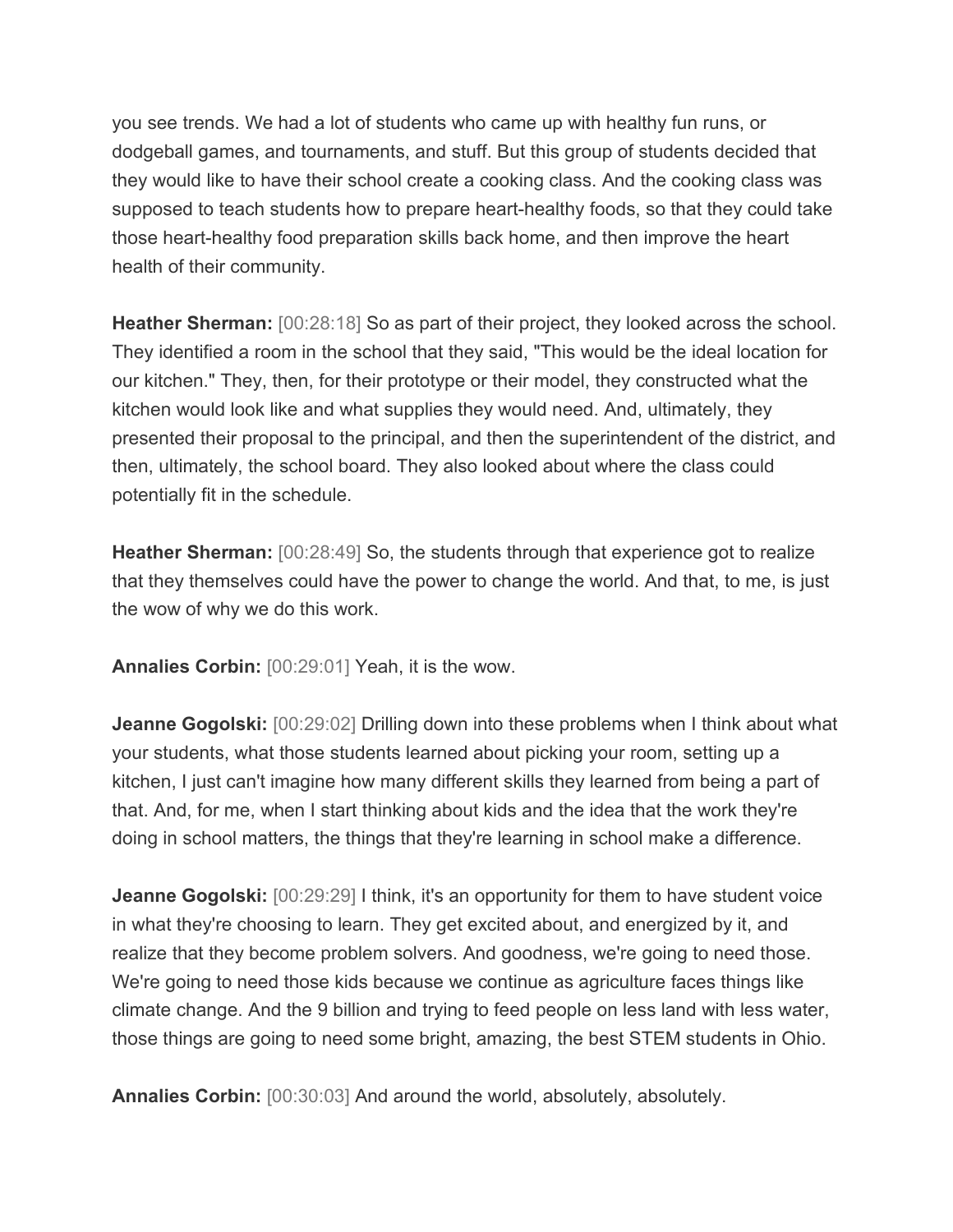you see trends. We had a lot of students who came up with healthy fun runs, or dodgeball games, and tournaments, and stuff. But this group of students decided that they would like to have their school create a cooking class. And the cooking class was supposed to teach students how to prepare heart-healthy foods, so that they could take those heart-healthy food preparation skills back home, and then improve the heart health of their community.

**Heather Sherman:** [00:28:18] So as part of their project, they looked across the school. They identified a room in the school that they said, "This would be the ideal location for our kitchen." They, then, for their prototype or their model, they constructed what the kitchen would look like and what supplies they would need. And, ultimately, they presented their proposal to the principal, and then the superintendent of the district, and then, ultimately, the school board. They also looked about where the class could potentially fit in the schedule.

**Heather Sherman:** [00:28:49] So, the students through that experience got to realize that they themselves could have the power to change the world. And that, to me, is just the wow of why we do this work.

**Annalies Corbin:** [00:29:01] Yeah, it is the wow.

**Jeanne Gogolski:** [00:29:02] Drilling down into these problems when I think about what your students, what those students learned about picking your room, setting up a kitchen, I just can't imagine how many different skills they learned from being a part of that. And, for me, when I start thinking about kids and the idea that the work they're doing in school matters, the things that they're learning in school make a difference.

**Jeanne Gogolski:** [00:29:29] I think, it's an opportunity for them to have student voice in what they're choosing to learn. They get excited about, and energized by it, and realize that they become problem solvers. And goodness, we're going to need those. We're going to need those kids because we continue as agriculture faces things like climate change. And the 9 billion and trying to feed people on less land with less water, those things are going to need some bright, amazing, the best STEM students in Ohio.

**Annalies Corbin:** [00:30:03] And around the world, absolutely, absolutely.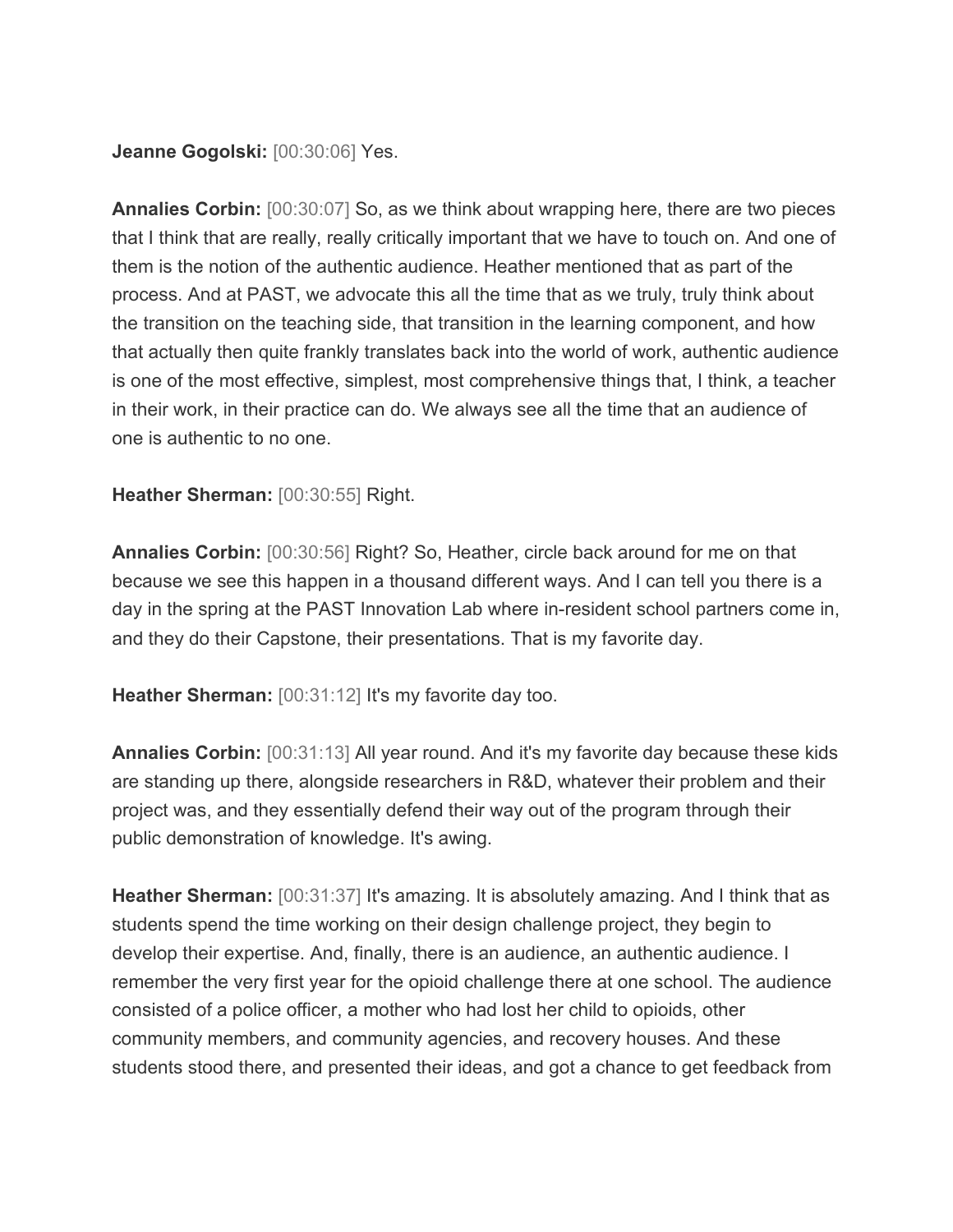**Jeanne Gogolski:** [00:30:06] Yes.

**Annalies Corbin:** [00:30:07] So, as we think about wrapping here, there are two pieces that I think that are really, really critically important that we have to touch on. And one of them is the notion of the authentic audience. Heather mentioned that as part of the process. And at PAST, we advocate this all the time that as we truly, truly think about the transition on the teaching side, that transition in the learning component, and how that actually then quite frankly translates back into the world of work, authentic audience is one of the most effective, simplest, most comprehensive things that, I think, a teacher in their work, in their practice can do. We always see all the time that an audience of one is authentic to no one.

**Heather Sherman:** [00:30:55] Right.

**Annalies Corbin:** [00:30:56] Right? So, Heather, circle back around for me on that because we see this happen in a thousand different ways. And I can tell you there is a day in the spring at the PAST Innovation Lab where in-resident school partners come in, and they do their Capstone, their presentations. That is my favorite day.

**Heather Sherman:** [00:31:12] It's my favorite day too.

**Annalies Corbin:** [00:31:13] All year round. And it's my favorite day because these kids are standing up there, alongside researchers in R&D, whatever their problem and their project was, and they essentially defend their way out of the program through their public demonstration of knowledge. It's awing.

**Heather Sherman:** [00:31:37] It's amazing. It is absolutely amazing. And I think that as students spend the time working on their design challenge project, they begin to develop their expertise. And, finally, there is an audience, an authentic audience. I remember the very first year for the opioid challenge there at one school. The audience consisted of a police officer, a mother who had lost her child to opioids, other community members, and community agencies, and recovery houses. And these students stood there, and presented their ideas, and got a chance to get feedback from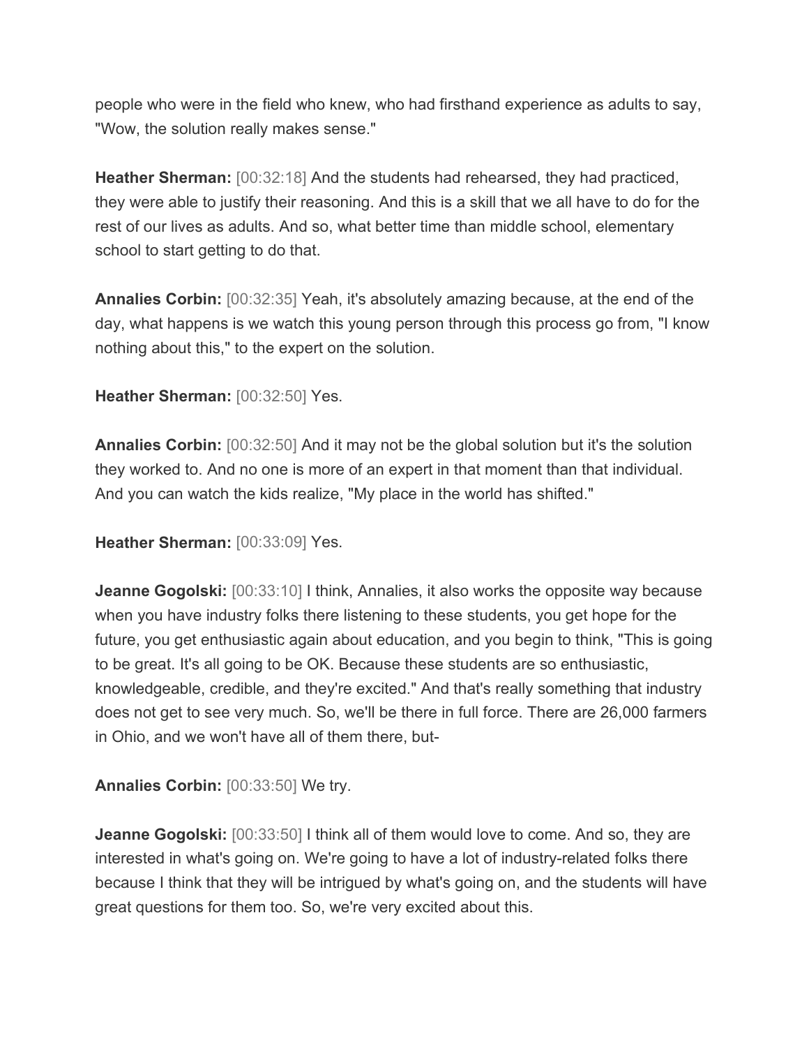people who were in the field who knew, who had firsthand experience as adults to say, "Wow, the solution really makes sense."

**Heather Sherman:** [00:32:18] And the students had rehearsed, they had practiced, they were able to justify their reasoning. And this is a skill that we all have to do for the rest of our lives as adults. And so, what better time than middle school, elementary school to start getting to do that.

**Annalies Corbin:** [00:32:35] Yeah, it's absolutely amazing because, at the end of the day, what happens is we watch this young person through this process go from, "I know nothing about this," to the expert on the solution.

**Heather Sherman:** [00:32:50] Yes.

**Annalies Corbin:** [00:32:50] And it may not be the global solution but it's the solution they worked to. And no one is more of an expert in that moment than that individual. And you can watch the kids realize, "My place in the world has shifted."

**Heather Sherman:** [00:33:09] Yes.

**Jeanne Gogolski:** [00:33:10] I think, Annalies, it also works the opposite way because when you have industry folks there listening to these students, you get hope for the future, you get enthusiastic again about education, and you begin to think, "This is going to be great. It's all going to be OK. Because these students are so enthusiastic, knowledgeable, credible, and they're excited." And that's really something that industry does not get to see very much. So, we'll be there in full force. There are 26,000 farmers in Ohio, and we won't have all of them there, but-

**Annalies Corbin:** [00:33:50] We try.

**Jeanne Gogolski:** [00:33:50] I think all of them would love to come. And so, they are interested in what's going on. We're going to have a lot of industry-related folks there because I think that they will be intrigued by what's going on, and the students will have great questions for them too. So, we're very excited about this.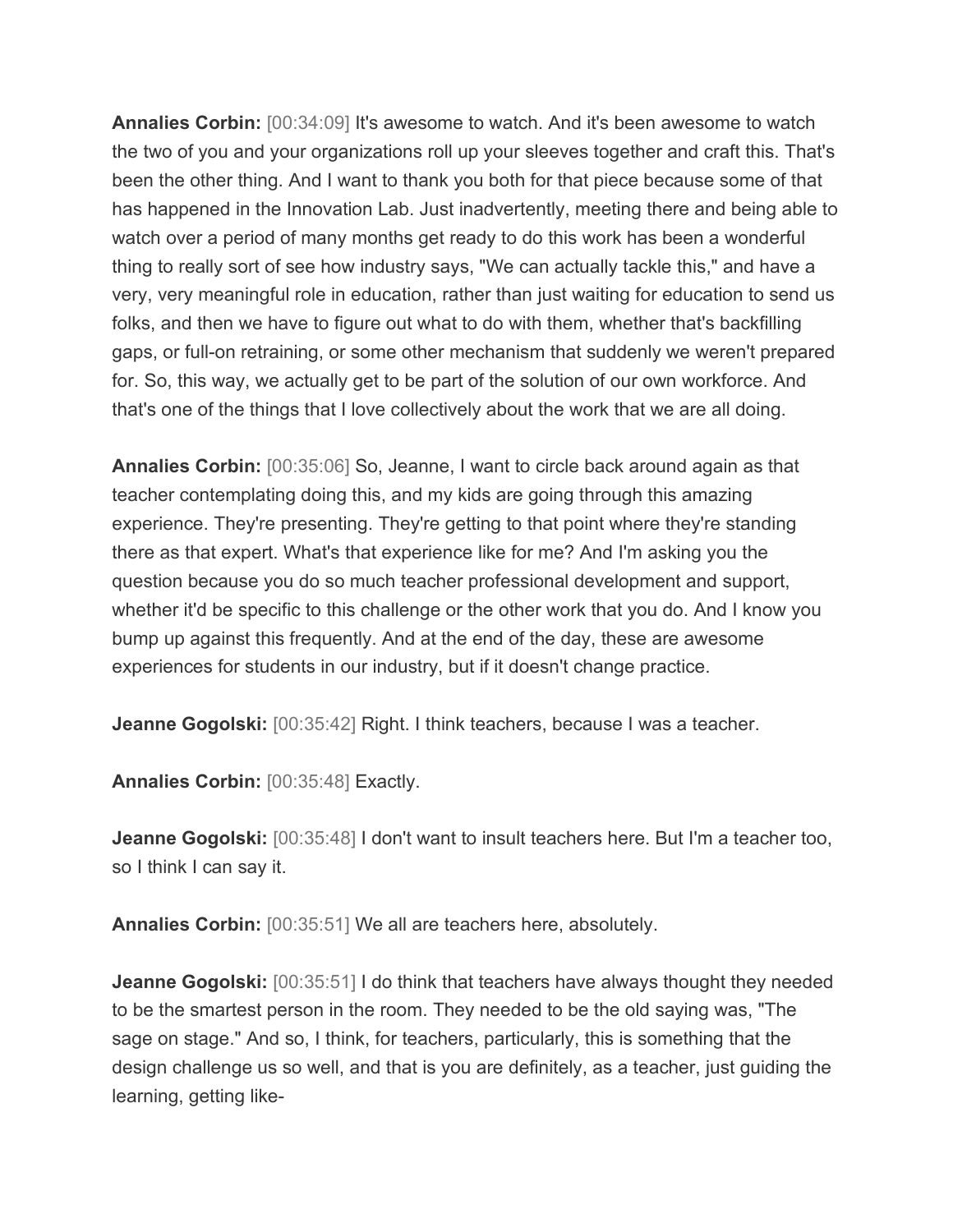**Annalies Corbin:** [00:34:09] It's awesome to watch. And it's been awesome to watch the two of you and your organizations roll up your sleeves together and craft this. That's been the other thing. And I want to thank you both for that piece because some of that has happened in the Innovation Lab. Just inadvertently, meeting there and being able to watch over a period of many months get ready to do this work has been a wonderful thing to really sort of see how industry says, "We can actually tackle this," and have a very, very meaningful role in education, rather than just waiting for education to send us folks, and then we have to figure out what to do with them, whether that's backfilling gaps, or full-on retraining, or some other mechanism that suddenly we weren't prepared for. So, this way, we actually get to be part of the solution of our own workforce. And that's one of the things that I love collectively about the work that we are all doing.

**Annalies Corbin:** [00:35:06] So, Jeanne, I want to circle back around again as that teacher contemplating doing this, and my kids are going through this amazing experience. They're presenting. They're getting to that point where they're standing there as that expert. What's that experience like for me? And I'm asking you the question because you do so much teacher professional development and support, whether it'd be specific to this challenge or the other work that you do. And I know you bump up against this frequently. And at the end of the day, these are awesome experiences for students in our industry, but if it doesn't change practice.

**Jeanne Gogolski:** [00:35:42] Right. I think teachers, because I was a teacher.

**Annalies Corbin:** [00:35:48] Exactly.

**Jeanne Gogolski:** [00:35:48] I don't want to insult teachers here. But I'm a teacher too, so I think I can say it.

**Annalies Corbin:** [00:35:51] We all are teachers here, absolutely.

**Jeanne Gogolski:** [00:35:51] I do think that teachers have always thought they needed to be the smartest person in the room. They needed to be the old saying was, "The sage on stage." And so, I think, for teachers, particularly, this is something that the design challenge us so well, and that is you are definitely, as a teacher, just guiding the learning, getting like-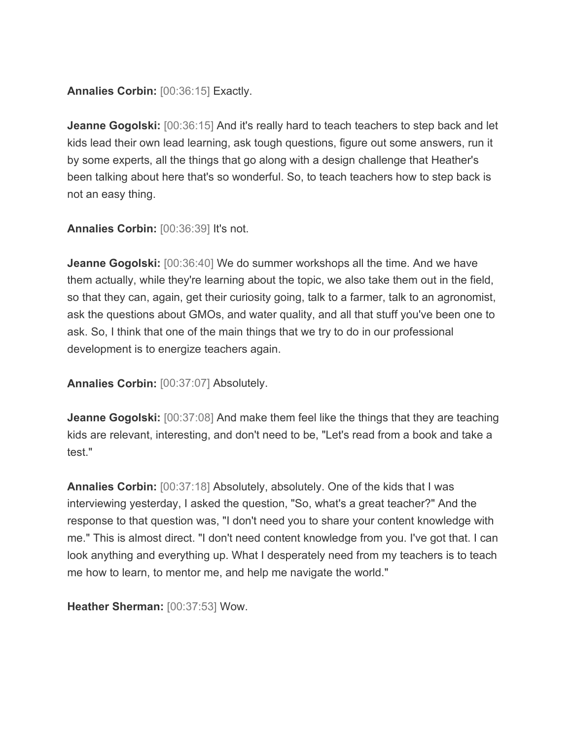**Annalies Corbin:** [00:36:15] Exactly.

**Jeanne Gogolski:** [00:36:15] And it's really hard to teach teachers to step back and let kids lead their own lead learning, ask tough questions, figure out some answers, run it by some experts, all the things that go along with a design challenge that Heather's been talking about here that's so wonderful. So, to teach teachers how to step back is not an easy thing.

**Annalies Corbin:** [00:36:39] It's not.

**Jeanne Gogolski:** [00:36:40] We do summer workshops all the time. And we have them actually, while they're learning about the topic, we also take them out in the field, so that they can, again, get their curiosity going, talk to a farmer, talk to an agronomist, ask the questions about GMOs, and water quality, and all that stuff you've been one to ask. So, I think that one of the main things that we try to do in our professional development is to energize teachers again.

**Annalies Corbin:** [00:37:07] Absolutely.

**Jeanne Gogolski:** [00:37:08] And make them feel like the things that they are teaching kids are relevant, interesting, and don't need to be, "Let's read from a book and take a test."

**Annalies Corbin:** [00:37:18] Absolutely, absolutely. One of the kids that I was interviewing yesterday, I asked the question, "So, what's a great teacher?" And the response to that question was, "I don't need you to share your content knowledge with me." This is almost direct. "I don't need content knowledge from you. I've got that. I can look anything and everything up. What I desperately need from my teachers is to teach me how to learn, to mentor me, and help me navigate the world."

**Heather Sherman:** [00:37:53] Wow.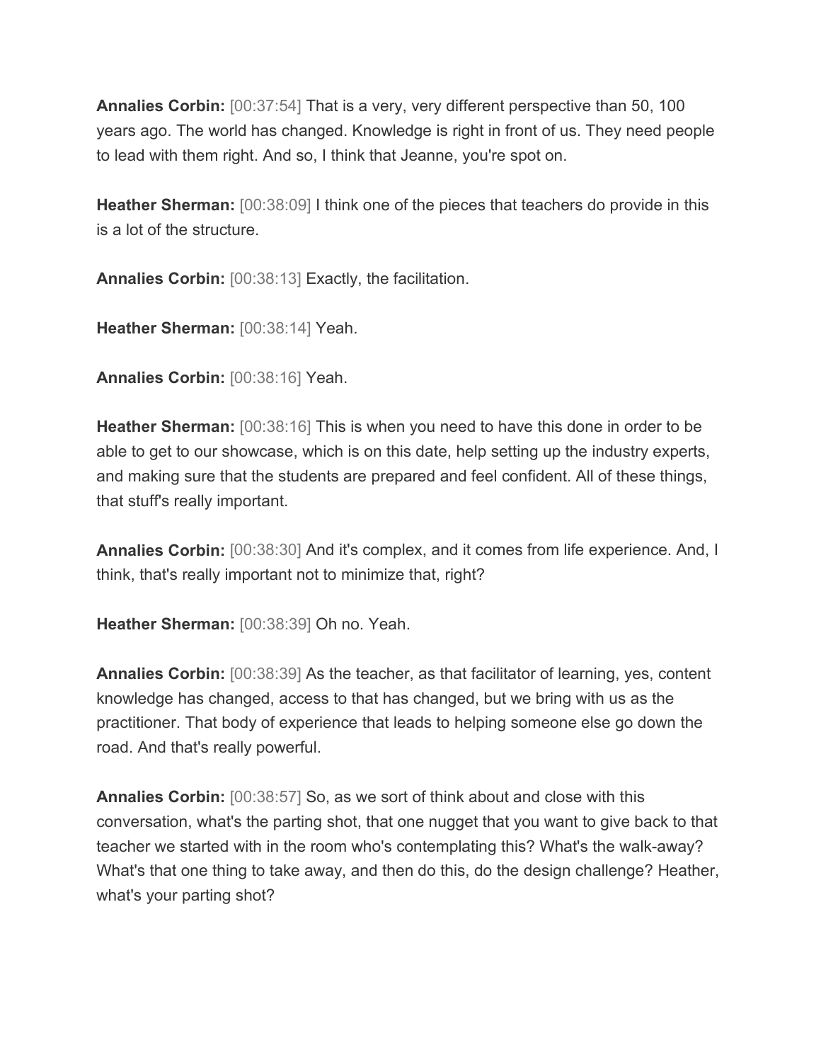**Annalies Corbin:** [00:37:54] That is a very, very different perspective than 50, 100 years ago. The world has changed. Knowledge is right in front of us. They need people to lead with them right. And so, I think that Jeanne, you're spot on.

**Heather Sherman:** [00:38:09] I think one of the pieces that teachers do provide in this is a lot of the structure.

**Annalies Corbin:** [00:38:13] Exactly, the facilitation.

**Heather Sherman:** [00:38:14] Yeah.

**Annalies Corbin:** [00:38:16] Yeah.

**Heather Sherman:** [00:38:16] This is when you need to have this done in order to be able to get to our showcase, which is on this date, help setting up the industry experts, and making sure that the students are prepared and feel confident. All of these things, that stuff's really important.

**Annalies Corbin:** [00:38:30] And it's complex, and it comes from life experience. And, I think, that's really important not to minimize that, right?

**Heather Sherman:** [00:38:39] Oh no. Yeah.

**Annalies Corbin:** [00:38:39] As the teacher, as that facilitator of learning, yes, content knowledge has changed, access to that has changed, but we bring with us as the practitioner. That body of experience that leads to helping someone else go down the road. And that's really powerful.

**Annalies Corbin:** [00:38:57] So, as we sort of think about and close with this conversation, what's the parting shot, that one nugget that you want to give back to that teacher we started with in the room who's contemplating this? What's the walk-away? What's that one thing to take away, and then do this, do the design challenge? Heather, what's your parting shot?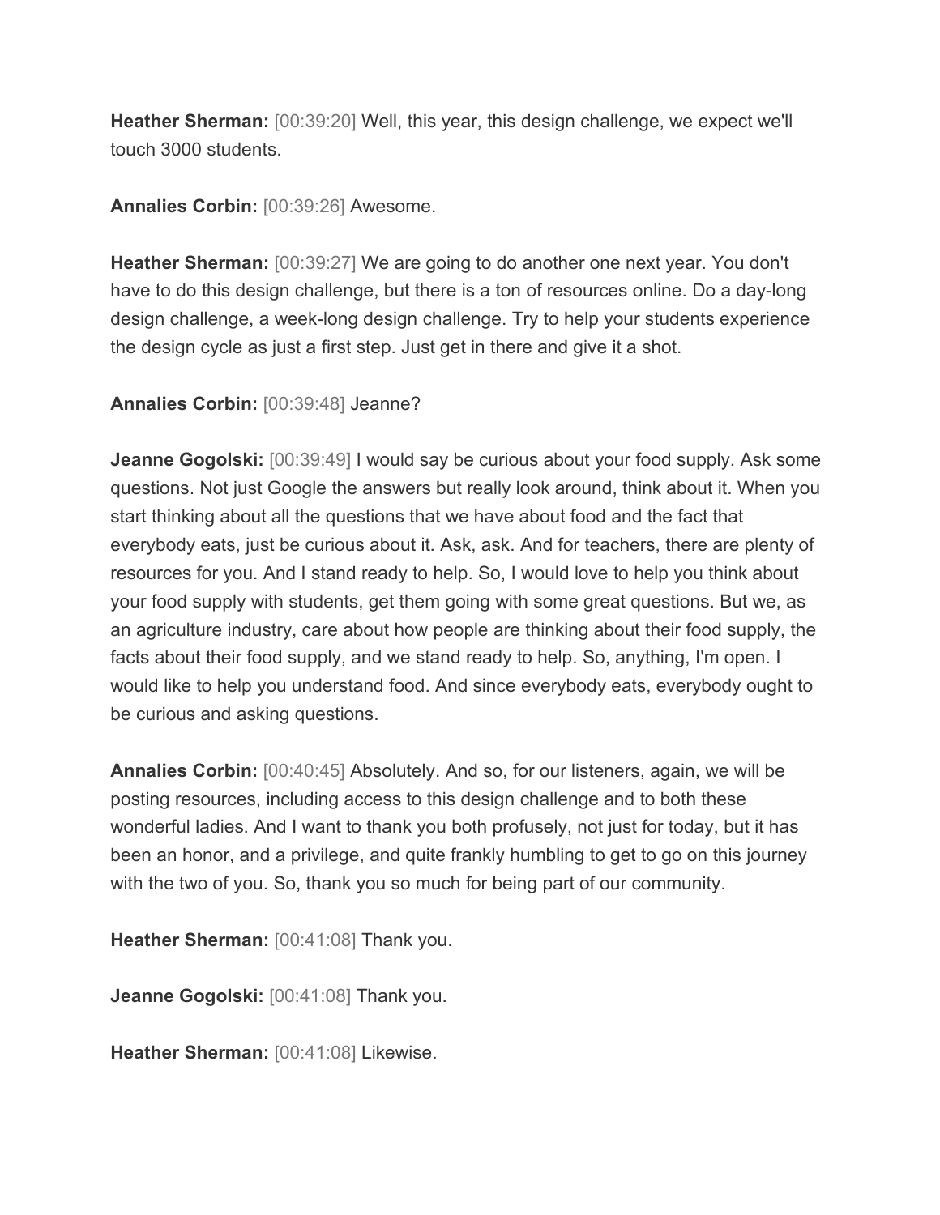**Heather Sherman:** [00:39:20] Well, this year, this design challenge, we expect we'll touch 3000 students.

**Annalies Corbin:** [00:39:26] Awesome.

**Heather Sherman:** [00:39:27] We are going to do another one next year. You don't have to do this design challenge, but there is a ton of resources online. Do a day-long design challenge, a week-long design challenge. Try to help your students experience the design cycle as just a first step. Just get in there and give it a shot.

**Annalies Corbin:** [00:39:48] Jeanne?

**Jeanne Gogolski:** [00:39:49] I would say be curious about your food supply. Ask some questions. Not just Google the answers but really look around, think about it. When you start thinking about all the questions that we have about food and the fact that everybody eats, just be curious about it. Ask, ask. And for teachers, there are plenty of resources for you. And I stand ready to help. So, I would love to help you think about your food supply with students, get them going with some great questions. But we, as an agriculture industry, care about how people are thinking about their food supply, the facts about their food supply, and we stand ready to help. So, anything, I'm open. I would like to help you understand food. And since everybody eats, everybody ought to be curious and asking questions.

**Annalies Corbin:** [00:40:45] Absolutely. And so, for our listeners, again, we will be posting resources, including access to this design challenge and to both these wonderful ladies. And I want to thank you both profusely, not just for today, but it has been an honor, and a privilege, and quite frankly humbling to get to go on this journey with the two of you. So, thank you so much for being part of our community.

**Heather Sherman:** [00:41:08] Thank you.

**Jeanne Gogolski:** [00:41:08] Thank you.

**Heather Sherman:** [00:41:08] Likewise.